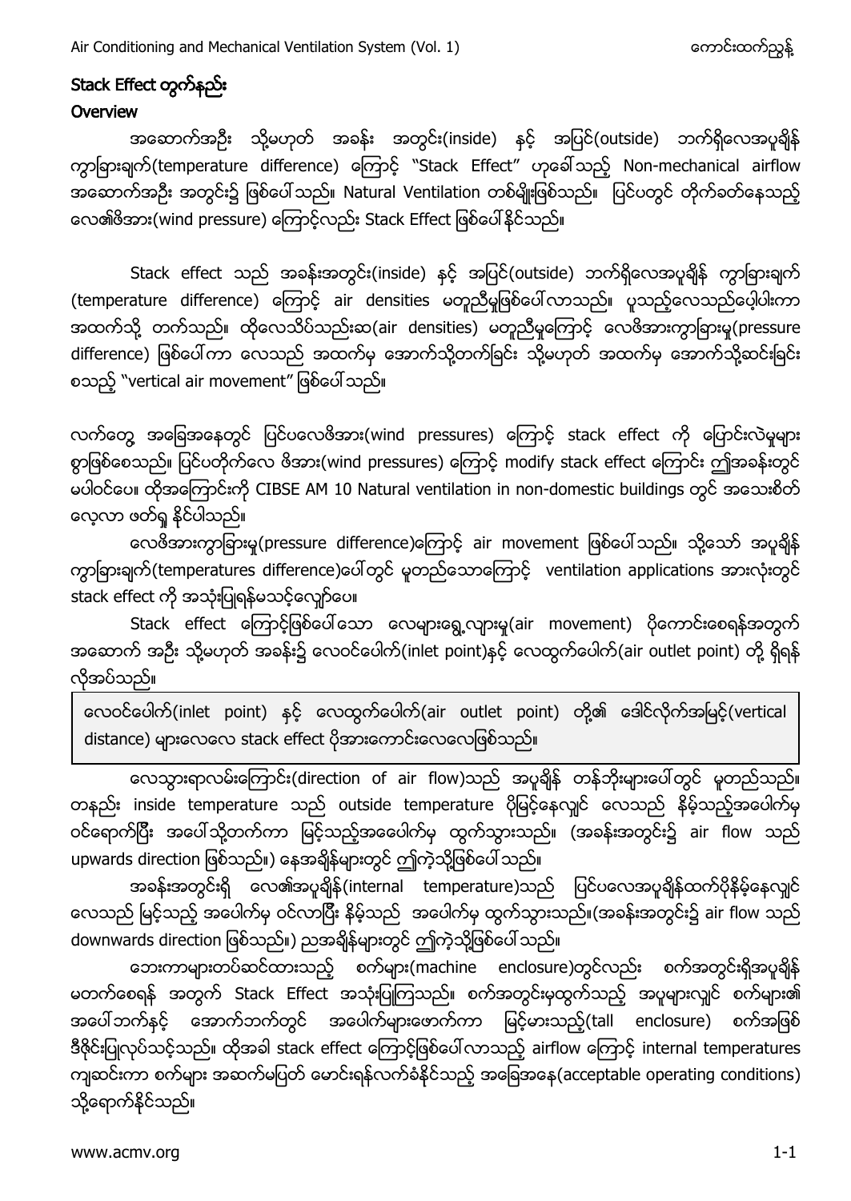## Stack Effect တွက်နည်း

### Overview

အဆောက်အဦး သို့မဟုတ် အခန်း အတွင်း(inside) နှင့် အပြင်(outside) ဘက်ရှိလေအပူချိန် ကွာခြားချက်(temperature difference) ကြောင့် "Stack Effect" ဟုခေါ်သည့် Non-mechanical airflow အဆောက်အဦး အတွင်း၌ ဖြစ်ပေါ်သည်။ Natural Ventilation တစ်မျိုးဖြစ်သည်။ ပြင်ပတွင် တိုက်ခတ်နေသည့် လေ၏ဖိအား(wind pressure) ကြောင့်လည်း Stack Effect ဖြစ်ပေါ်နိုင်သည်။

Stack effect သည် အခန်းအတွင်း(inside) နှင့် အပြင်(outside) ဘက်ရှိလေအပူချိန် ကွာခြားချက် (temperature difference) ကြောင့် air densities မတူညီမှုဖြစ်ပေါ်လာသည်။ ပူသည့်လေသည်ပေါ့ပါးကာ အထက်သို့ တက်သည်။ ထိုလေသိပ်သည်းဆ(air densities) မတူညီမှုကြောင့် လေဖိအားကွာခြားမှု(pressure difference) ဖြစ်ပေါ်ကာ လေသည် အထက်မှ အောက်သို့တက်ခြင်း သို့မဟုတ် အထက်မှ အောက်သို့ဆင်းခြင်း စသည့် "vertical air movement" ဖြစ်ပေါ်သည်။

လက်တွေ့ အခြေအနေတွင် ပြင်ပလေဖိအား(wind pressures) ကြောင့် stack effect ကို ပြောင်းလဲမှုများ စွာဖြစ်စေသည်။ ပြင်ပတိုက်လေ ဖိအား(wind pressures) ကြောင့် modify stack effect ကြောင်း ဤအခန်းတွင် မပါဝင်ပေ။ ထိုအကြောင်းကို CIBSE AM 10 Natural ventilation in non-domestic buildings တွင် အသေးစိတ် လေ့လာ ဖတ်ရှု နိုင်ပါသည်။

လေဖိအားကွာခြားမှု(pressure difference)ကြောင့် air movement ဖြစ်ပေါ်သည်။ သို့သော် အပူချိန် ကွာခြားချက်(temperatures difference)ပေါ်တွင် မူတည်သောကြောင့် ventilation applications အားလုံးတွင် stack effect ကို အသုံးပြုရန်မသင့်လျော်ပေ။

Stack effect ကြောင့်ဖြစ်ပေါ်သော လေများရွေ့လျားမှု(air movement) ပိုကောင်းစေရန်အတွက် အဆောက် အဦး သို့မဟုတ် အခန်း၌ လေဝင်ပေါက်(inlet point)နှင့် လေထွက်ပေါက်(air outlet point) တို့ ရှိရန် လိုအပ်သည်။

> လေဝင်ပေါက်(inlet point) နှင့် လေထွက်ပေါက်(air outlet point) တို့၏ ဒေါင်လိုက်အမြင့်(vertical distance) များလေလေ stack effect ပိုအားကောင်းလေလေဖြစ်သည်။

လေသွားရာလမ်းကြောင်း(direction of air flow)သည် အပူချိန် တန်ဘိုးများပေါ်တွင် မူတည်သည်။ တနည်း inside temperature သည် outside temperature ပိုမြင့်နေလျှင် လေသည် နိမ့်သည့်အပေါက်မှ ဝင်ရောက်ပြီး အပေါ်သို့တက်ကာ မြင့်သည့်အပေါက်မှ ထွက်သွားသည်။ (အခန်းအတွင်း၌ air flow သည် upwards direction ဖြစ်သည်။) နေ့အချိန်များတွင် ဤကဲ့သို့ဖြစ်ပေါ်သည်။

အခန်းအတွင်းရှိ လေ၏အပူချိန်(internal temperature)သည် ပြင်ပလေအပူချိန်ထက်ပိုနိမ့်နေလျှင် လေသည် မြင့်သည့် အပေါက်မှ ဝင်လာပြီး နိမ့်သည် အပေါက်မှ ထွက်သွားသည်။(အခန်းအတွင်း၌ air flow သည် downwards direction ဖြစ်သည်။) ညအချိန်များတွင် ဤကဲ့သို့ဖြစ်ပေါ်သည်။

ဘေးကာများတပ်ဆင်ထားသည့် စက်များ(machine enclosure)တွင်လည်း စက်အတွင်းရှိအပူချိန် မတက်စေရန် အတွက် Stack Effect အသုံးပြုကြသည်။ စက်အတွင်းမှထွက်သည့် အပူများလျှင် စက်များ၏ အပေါ်ဘက်နှင့် အောက်ဘက်တွင် အပေါက်များဖောက်ကာ မြင့်မားသည့်(tall enclosure) စက်အဖြစ် ဒီဇိုင်းပြုလုပ်သင့်သည်။ ထိုအခါ stack effect ကြောင့်ဖြစ်ပေါ်လာသည့် airflow ကြောင့် internal temperatures ကျဆင်းကာ စက်များ အဆက်မပြတ် မောင်းရန်လက်ခံနိုင်သည့် အခြေအနေ(acceptable operating conditions) သို့ရောက်နိုင်သည်။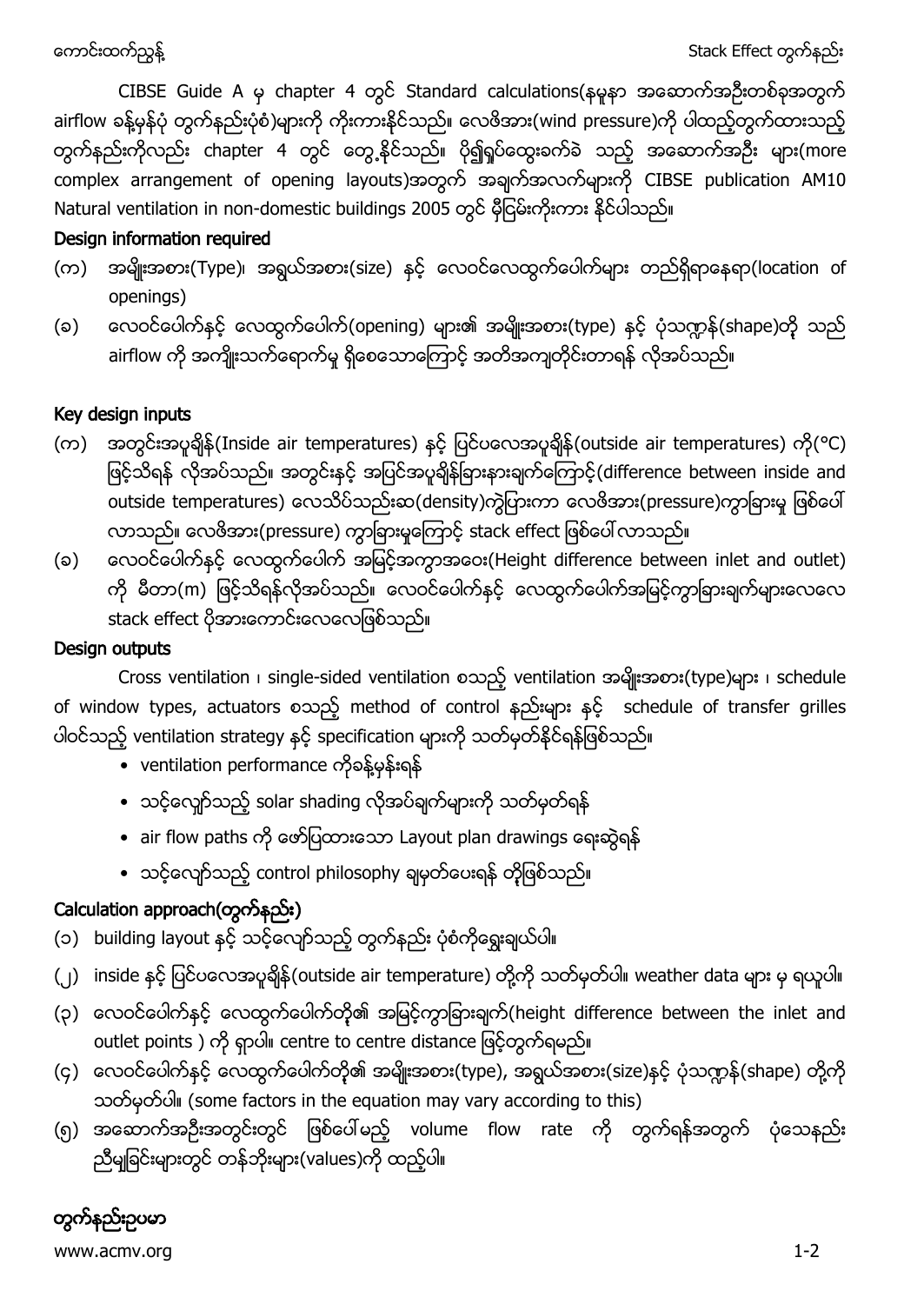CIBSE Guide A မှ chapter 4 တွင် Standard calculations(နမူနာ အဆောက်အဦးတစ်ခုအတွက် airflow ခန့်မှန်းပုံ တွက်နည်းပုံစံ)များကို ကိုးကားနိုင်သည်။ လေဖိအား(wind pressure)ကို ပါထည့်တွက်ထားသည့် တွက်နည်းကိုလည်း chapter 4 တွင် တွေ့နိုင်သည်။ ပို၍ရှုပ်ထွေးခက်ခဲ သည့် အဆောက်အဦး များ(more complex arrangement of opening layouts)အတွက် အချက်အလက်များကို CIBSE publication AM10 Natural ventilation in non-domestic buildings 2005 တွင် မှီငြမ်းကိုးကား နိုင်ပါသည်။

## Design information required

(က) အမျိုးအစား(Type)၊ အရွယ်အစား(size) နှင့် လေဝင်လေထွက်ပေါက်များ တည်ရှိရာနေရာ(location of openings)

(ခ) လေဝင်ပေါက်နှင့် လေထွက်ပေါက်(opening) များ၏ အမျိုးအစား(type) နှင့် ပုံသဏ္ဍာန်(shape)တို့ သည် airflow ကို အကျိုးသက်ရောက်မှု ရှိစေသောကြောင့် အတိအကျတိုင်းတာရန် လိုအပ်သည်။

## Key design inputs

(က) အတွင်းအပူချိန်(Inside air temperatures) နှင့် ပြင်ပလေအပူချိန်(outside air temperatures) ကို(°C) ဖြင့်သိရန် လိုအပ်သည်။ အတွင်းနှင့် အပြင်အပူချိန်ခြားနားချက်ကြောင့်(difference between inside and outside temperatures) လေသိပ်သည်းဆ(density)ကွဲပြားကာ လေဖိအား(pressure)ကွာခြားမှု ဖြစ်ပေါ် လာသည်။ လေဖိအား(pressure) ကွာခြားမှုကြောင့် stack effect ဖြစ်ပေါ်လာသည်။

(ခ) လေဝင်ပေါက်နှင့် လေထွက်ပေါက် အမြင့်အကွာအဝေး(Height difference between inlet and outlet) ကို မီတာ(m) ဖြင့်သိရန်လိုအပ်သည်။ လေဝင်ပေါက်နှင့် လေထွက်ပေါက်အမြင့်ကွာခြားချက်များလေလေ stack effect ပိုအားကောင်းလေလေဖြစ်သည်။

## Design outputs

Cross ventilation ၊ single-sided ventilation စသည့် ventilation အမျိုးအစား(type)များ ၊ schedule of window types, actuators စသည့် method of control နည်းများ နှင့် schedule of transfer grilles ပါဝင်သည့် ventilation strategy နှင့် specification များကို သတ်မှတ်နိုင်ရန်ဖြစ်သည်။

- ventilation performance ကိုခန့်မှန်းရန်
- သင့်လျော်သည့် solar shading လိုအပ်ချက်များကို သတ်မှတ်ရန်
- air flow paths ကို ဖော်ပြထားသော Layout plan drawings ရေးဆွဲရန်
- သင့်လျော်သည့် control philosophy ချမှတ်ပေးရန် တို့ဖြစ်သည်။

## Calculation approach(တွက်နည်း)

(၁) building layout နှင့် သင့်လျော်သည့် တွက်နည်း ပုံစံကိုရွေးချယ်ပါ။

(၂) inside နှင့် ပြင်ပလေအပူချိန်(outside air temperature) တို့ကို သတ်မှတ်ပါ။ weather data များ မှ ရယူပါ။

(၃) လေဝင်ပေါက်နှင့် လေထွက်ပေါက်တို့၏ အမြင့်ကွာခြားချက်(height difference between the inlet and outlet points ) ကို ရှာပါ။ centre to centre distance ဖြင့်တွက်ရမည်။

(၄) လေဝင်ပေါက်နှင့် လေထွက်ပေါက်တို့၏ အမျိုးအစား(type), အရွယ်အစား(size)နှင့် ပုံသဏ္ဍာန်(shape) တို့ကို သတ်မှတ်ပါ။ (some factors in the equation may vary according to this)

(၅) အဆောက်အဦးအတွင်းတွင် ဖြစ်ပေါ်မည့် volume flow rate ကို တွက်ရန်အတွက် ပုံသေနည်း ညီမျှခြင်းများတွင် တန်ဖိုးများ(values)ကို ထည့်ပါ။

## တွက်နည်းဥပမာ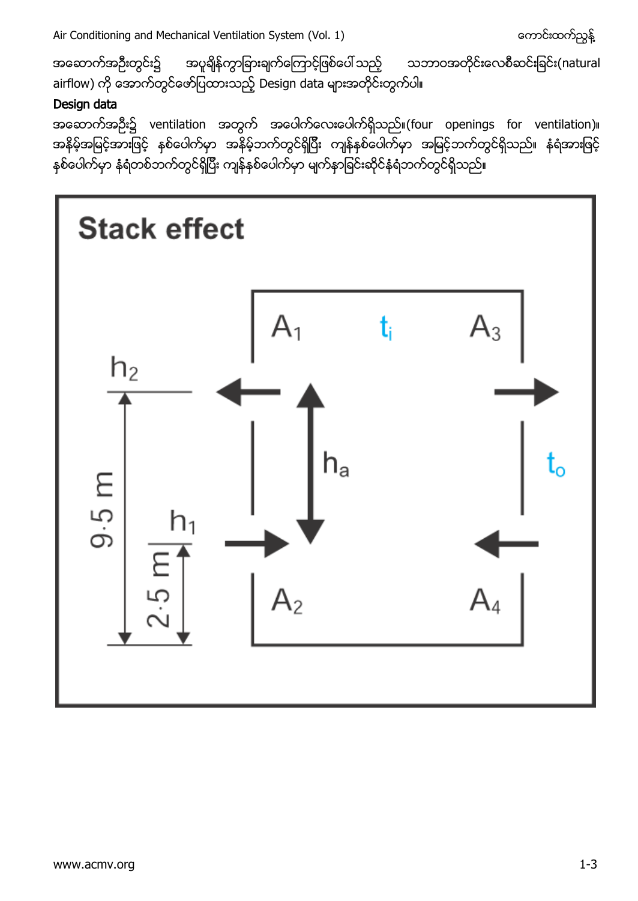အဆောက်အဦးတွင်း၌ အပူချိန်ကွာခြားချက်ကြောင့်ဖြစ်ပေါ်သည့် သဘာဝအတိုင်းလေစီးဆင်းခြင်း(natural airflow) ကို အောက်တွင်ဖော်ပြထားသည့် Design data များအတိုင်းတွက်ပါ။

**Design data**

အဆောက်အဦး၌ ventilation အတွက် အပေါက်လေးပေါက်ရှိသည်။(four openings for ventilation)။ အနိမ့်အမြင့်အားဖြင့် နှစ်ပေါက်မှာ အနိမ့်ဘက်တွင်ရှိပြီး ကျန်နှစ်ပေါက်မှာ အမြင့်ဘက်တွင်ရှိသည်။ နံရံအားဖြင့် နှစ်ပေါက်မှာ နံရံတစ်ဘက်တွင်ရှိပြီး ကျန်နှစ်ပေါက်မှာ မျက်နှာခြင်းဆိုင်နံရံဘက်တွင်ရှိသည်။

**Stack effect**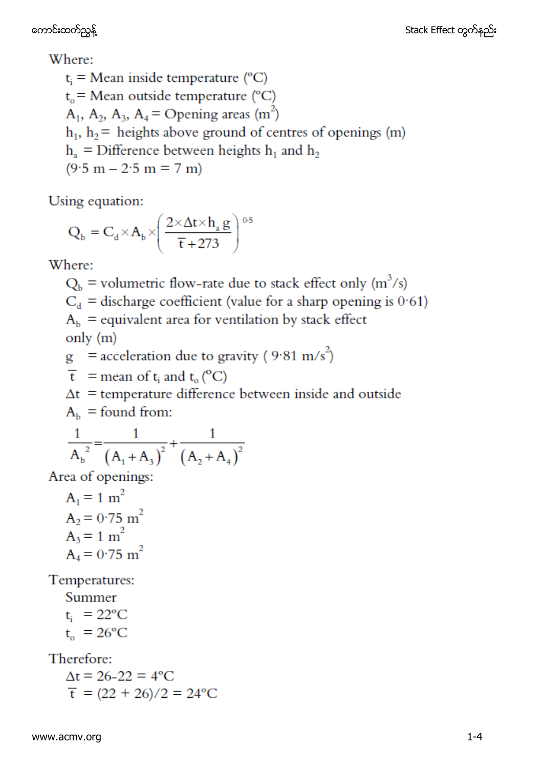Where:

$t_i$ = Mean inside temperature (°C)
$t_o$ = Mean outside temperature (°C)
$A_1$, $A_2$, $A_3$, $A_4$ = Opening areas ($m^2$)
$h_1$, $h_2$ = heights above ground of centres of openings (m)
$h_a$ = Difference between heights $h_1$ and $h_2$
(9·5 m – 2·5 m = 7 m)

Using equation:

$$Q_b = C_d \times A_b \times \left( \frac{2 \times \Delta t \times h_a\, g}{\bar{t} + 273} \right)^{0.5}$$

Where:

$Q_b$ = volumetric flow-rate due to stack effect only ($m^3/s$)
$C_d$ = discharge coefficient (value for a sharp opening is 0·61)
$A_b$ = equivalent area for ventilation by stack effect only (m)
$g$ = acceleration due to gravity ( 9·81 $m/s^2$)
$\bar{t}$ = mean of $t_i$ and $t_o$ (°C)
$\Delta t$ = temperature difference between inside and outside
$A_b$ = found from:

$$\frac{1}{A_b^2} = \frac{1}{(A_1 + A_3)^2} + \frac{1}{(A_2 + A_4)^2}$$

Area of openings:

$A_1 = 1\ m^2$
$A_2 = 0·75\ m^2$
$A_3 = 1\ m^2$
$A_4 = 0·75\ m^2$

Temperatures:

Summer
$t_i$ = 22°C
$t_o$ = 26°C

Therefore:

$\Delta t$ = 26–22 = 4°C
$\bar{t}$ = (22 + 26)/2 = 24°C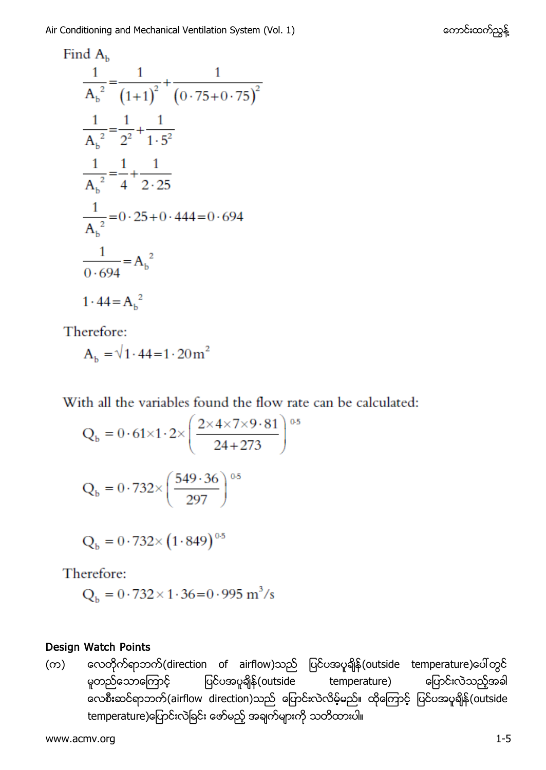Find $A_b$

$$\frac{1}{A_b^{\ 2}}=\frac{1}{(1+1)^2}+\frac{1}{(0\cdot 75+0\cdot 75)^2}$$

$$\frac{1}{A_b^{\ 2}}=\frac{1}{2^2}+\frac{1}{1\cdot 5^2}$$

$$\frac{1}{A_b^{\ 2}}=\frac{1}{4}+\frac{1}{2\cdot 25}$$

$$\frac{1}{A_b^{\ 2}}=0\cdot 25+0\cdot 444=0\cdot 694$$

$$\frac{1}{0\cdot 694}=A_b^{\ 2}$$

$$1\cdot 44=A_b^{\ 2}$$

Therefore:

$$A_b=\sqrt{1\cdot 44}=1\cdot 20\text{m}^2$$

With all the variables found the flow rate can be calculated:

$$Q_b=0\cdot 61\times 1\cdot 2\times\left(\frac{2\times 4\times 7\times 9\cdot 81}{24+273}\right)^{0\cdot 5}$$

$$Q_b=0\cdot 732\times\left(\frac{549\cdot 36}{297}\right)^{0\cdot 5}$$

$$Q_b=0\cdot 732\times(1\cdot 849)^{0\cdot 5}$$

Therefore:

$$Q_b=0\cdot 732\times 1\cdot 36=0\cdot 995\ \text{m}^3/\text{s}$$

**Design Watch Points**

(က) လေတိုက်ရာဘက်(direction of airflow)သည် ပြင်ပအပူချိန်(outside temperature)ပေါ်တွင် မူတည်သောကြောင့် ပြင်ပအပူချိန်(outside temperature) ပြောင်းလဲသည့်အခါ လေစီးဆင်ရာဘက်(airflow direction)သည် ပြောင်းလဲလိမ့်မည်။ ထို့ကြောင့် ပြင်ပအပူချိန်(outside temperature)ပြောင်းလဲခြင်း ဖော်မည့် အချက်များကို သတိထားပါ။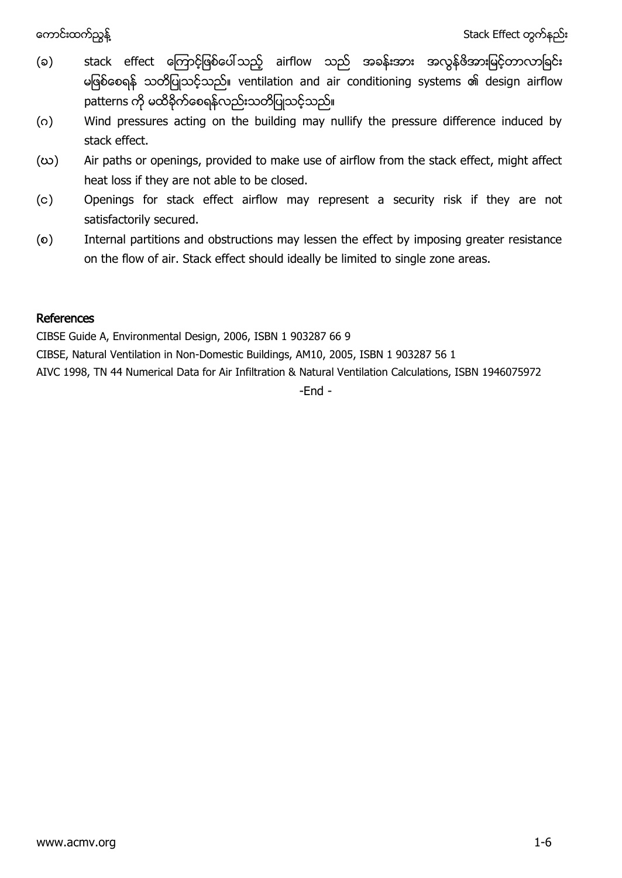(ခ) stack effect ကြောင့်ဖြစ်ပေါ်သည့် airflow သည် အခန်းအား အလွန်ဖိအားမြင့်တာလာခြင်း မဖြစ်စေရန် သတိပြုသင့်သည်။ ventilation and air conditioning systems ၏ design airflow patterns ကို မထိခိုက်စေရန်လည်းသတိပြုသင့်သည်။

(ဂ) Wind pressures acting on the building may nullify the pressure difference induced by stack effect.

(ဃ) Air paths or openings, provided to make use of airflow from the stack effect, might affect heat loss if they are not able to be closed.

(င) Openings for stack effect airflow may represent a security risk if they are not satisfactorily secured.

(စ) Internal partitions and obstructions may lessen the effect by imposing greater resistance on the flow of air. Stack effect should ideally be limited to single zone areas.

## References

CIBSE Guide A, Environmental Design, 2006, ISBN 1 903287 66 9

CIBSE, Natural Ventilation in Non-Domestic Buildings, AM10, 2005, ISBN 1 903287 56 1

AIVC 1998, TN 44 Numerical Data for Air Infiltration & Natural Ventilation Calculations, ISBN 1946075972

-End -